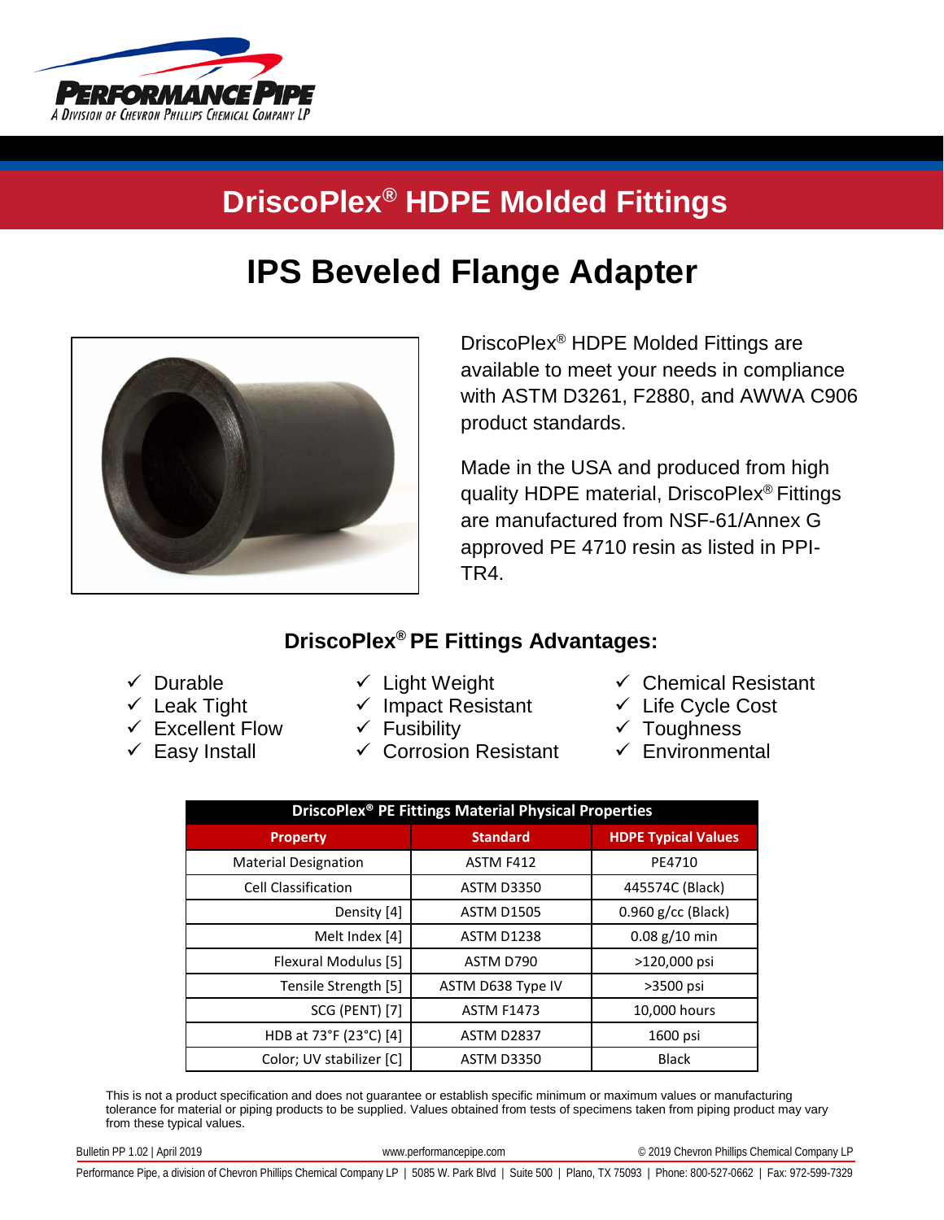# DriscoPlex® HDPE Molded Fittings

## IPS Beveled Flange Adapter

DriscoPlex® HDPE Molded Fittings are available to meet your needs in compliance with ASTM D3261, F2880, and AWWA C906 product standards.

Made in the USA and produced from high quality HDPE material, DriscoPlex® Fittings are manufactured from NSF-61/Annex G approved PE 4710 resin as listed in PPI-TR4.

### DriscoPlex® PE Fittings Advantages:

- ✓ Durable
- ✓ Leak Tight
- ✓ Excellent Flow
- ✓ Easy Install
- ✓ Light Weight
- ✓ Impact Resistant
- ✓ Fusibility
- ✓ Corrosion Resistant
- ✓ Chemical Resistant
- ✓ Life Cycle Cost
- ✓ Toughness
- ✓ Environmental

**DriscoPlex® PE Fittings Material Physical Properties**

| Property | Standard | HDPE Typical Values |
|---|---|---|
| Material Designation | ASTM F412 | PE4710 |
| Cell Classification | ASTM D3350 | 445574C (Black) |
| Density [4] | ASTM D1505 | 0.960 g/cc (Black) |
| Melt Index [4] | ASTM D1238 | 0.08 g/10 min |
| Flexural Modulus [5] | ASTM D790 | >120,000 psi |
| Tensile Strength [5] | ASTM D638 Type IV | >3500 psi |
| SCG (PENT) [7] | ASTM F1473 | 10,000 hours |
| HDB at 73°F (23°C) [4] | ASTM D2837 | 1600 psi |
| Color; UV stabilizer [C] | ASTM D3350 | Black |

This is not a product specification and does not guarantee or establish specific minimum or maximum values or manufacturing tolerance for material or piping products to be supplied. Values obtained from tests of specimens taken from piping product may vary from these typical values.

Bulletin PP 1.02 | April 2019 www.performancepipe.com © 2019 Chevron Phillips Chemical Company LP

Performance Pipe, a division of Chevron Phillips Chemical Company LP | 5085 W. Park Blvd | Suite 500 | Plano, TX 75093 | Phone: 800-527-0662 | Fax: 972-599-7329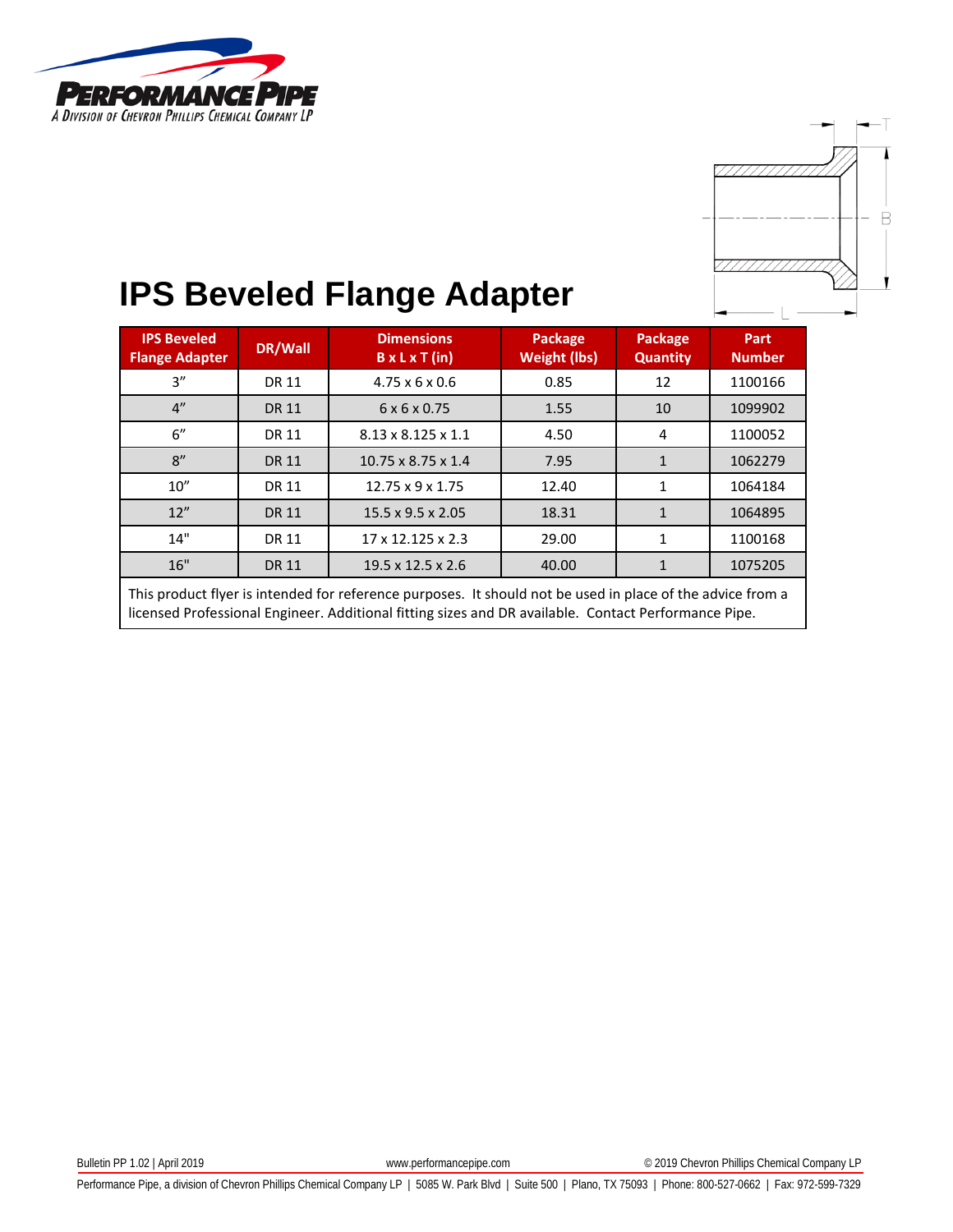PERFORMANCE PIPE

A DIVISION OF CHEVRON PHILLIPS CHEMICAL COMPANY LP

# IPS Beveled Flange Adapter

T

B

L

| IPS Beveled Flange Adapter | DR/Wall | Dimensions B x L x T (in) | Package Weight (lbs) | Package Quantity | Part Number |
|---|---|---|---|---|---|
| 3” | DR 11 | 4.75 x 6 x 0.6 | 0.85 | 12 | 1100166 |
| 4” | DR 11 | 6 x 6 x 0.75 | 1.55 | 10 | 1099902 |
| 6” | DR 11 | 8.13 x 8.125 x 1.1 | 4.50 | 4 | 1100052 |
| 8” | DR 11 | 10.75 x 8.75 x 1.4 | 7.95 | 1 | 1062279 |
| 10” | DR 11 | 12.75 x 9 x 1.75 | 12.40 | 1 | 1064184 |
| 12” | DR 11 | 15.5 x 9.5 x 2.05 | 18.31 | 1 | 1064895 |
| 14" | DR 11 | 17 x 12.125 x 2.3 | 29.00 | 1 | 1100168 |
| 16" | DR 11 | 19.5 x 12.5 x 2.6 | 40.00 | 1 | 1075205 |

This product flyer is intended for reference purposes. It should not be used in place of the advice from a licensed Professional Engineer. Additional fitting sizes and DR available. Contact Performance Pipe.

Bulletin PP 1.02 | April 2019 www.performancepipe.com © 2019 Chevron Phillips Chemical Company LP

Performance Pipe, a division of Chevron Phillips Chemical Company LP | 5085 W. Park Blvd | Suite 500 | Plano, TX 75093 | Phone: 800-527-0662 | Fax: 972-599-7329